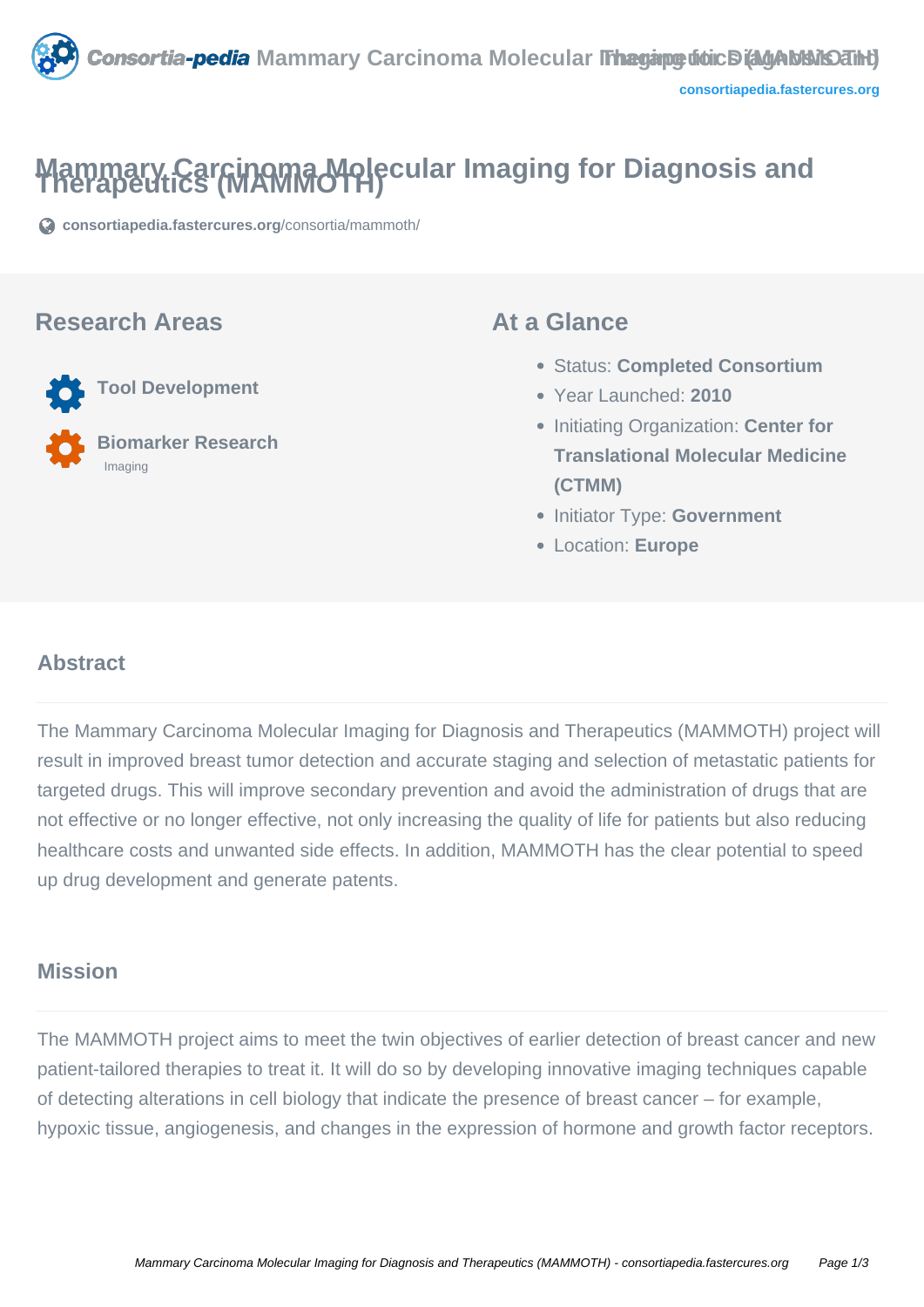# Mammary Carcinoma Molecular Imaging for Diagnosis and Therapeutics (MAMMOTH)

consortiapedia.fastercures.org/consortia/mammoth/

## Research Areas

**Tool Development**

**Biomarker Research**
Imaging

## At a Glance

- Status: **Completed Consortium**
- Year Launched: **2010**
- Initiating Organization: **Center for Translational Molecular Medicine (CTMM)**
- Initiator Type: **Government**
- Location: **Europe**

## Abstract

The Mammary Carcinoma Molecular Imaging for Diagnosis and Therapeutics (MAMMOTH) project will result in improved breast tumor detection and accurate staging and selection of metastatic patients for targeted drugs. This will improve secondary prevention and avoid the administration of drugs that are not effective or no longer effective, not only increasing the quality of life for patients but also reducing healthcare costs and unwanted side effects. In addition, MAMMOTH has the clear potential to speed up drug development and generate patents.

## Mission

The MAMMOTH project aims to meet the twin objectives of earlier detection of breast cancer and new patient-tailored therapies to treat it. It will do so by developing innovative imaging techniques capable of detecting alterations in cell biology that indicate the presence of breast cancer – for example, hypoxic tissue, angiogenesis, and changes in the expression of hormone and growth factor receptors.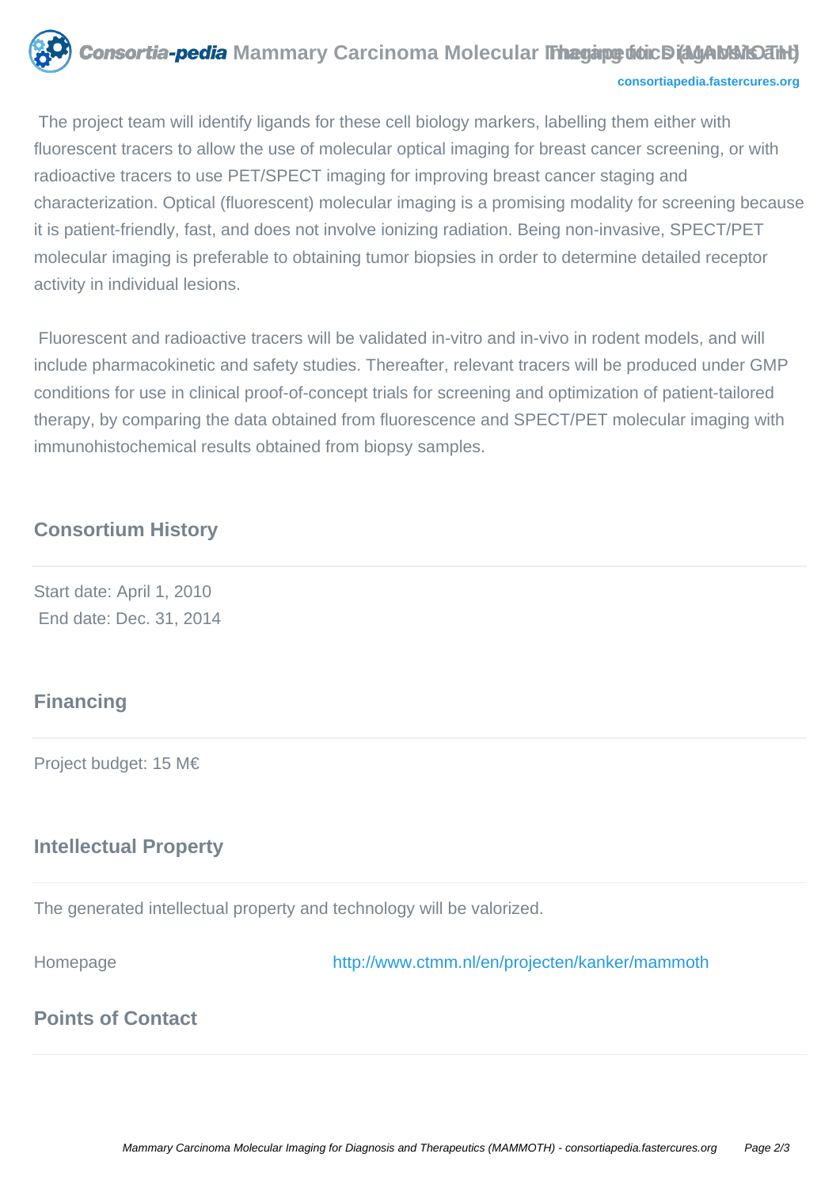The project team will identify ligands for these cell biology markers, labelling them either with fluorescent tracers to allow the use of molecular optical imaging for breast cancer screening, or with radioactive tracers to use PET/SPECT imaging for improving breast cancer staging and characterization. Optical (fluorescent) molecular imaging is a promising modality for screening because it is patient-friendly, fast, and does not involve ionizing radiation. Being non-invasive, SPECT/PET molecular imaging is preferable to obtaining tumor biopsies in order to determine detailed receptor activity in individual lesions.

Fluorescent and radioactive tracers will be validated in-vitro and in-vivo in rodent models, and will include pharmacokinetic and safety studies. Thereafter, relevant tracers will be produced under GMP conditions for use in clinical proof-of-concept trials for screening and optimization of patient-tailored therapy, by comparing the data obtained from fluorescence and SPECT/PET molecular imaging with immunohistochemical results obtained from biopsy samples.

## Consortium History

Start date: April 1, 2010
End date: Dec. 31, 2014

## Financing

Project budget: 15 M€

## Intellectual Property

The generated intellectual property and technology will be valorized.

Homepage http://www.ctmm.nl/en/projecten/kanker/mammoth

## Points of Contact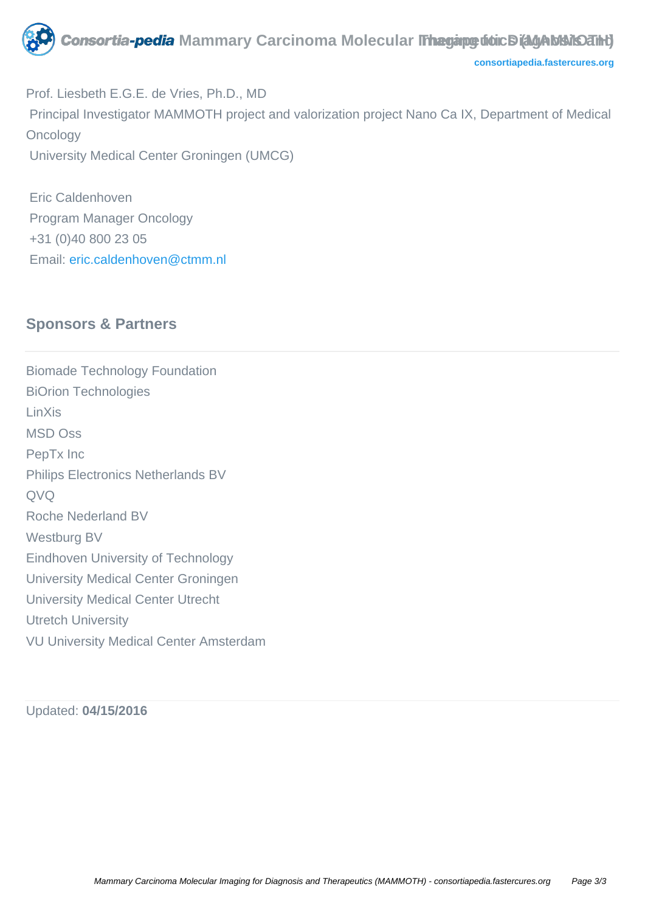Prof. Liesbeth E.G.E. de Vries, Ph.D., MD
Principal Investigator MAMMOTH project and valorization project Nano Ca IX, Department of Medical Oncology
University Medical Center Groningen (UMCG)

Eric Caldenhoven
Program Manager Oncology
+31 (0)40 800 23 05
Email: eric.caldenhoven@ctmm.nl

## Sponsors & Partners

Biomade Technology Foundation
BiOrion Technologies
LinXis
MSD Oss
PepTx Inc
Philips Electronics Netherlands BV
QVQ
Roche Nederland BV
Westburg BV
Eindhoven University of Technology
University Medical Center Groningen
University Medical Center Utrecht
Utretch University
VU University Medical Center Amsterdam

Updated: **04/15/2016**